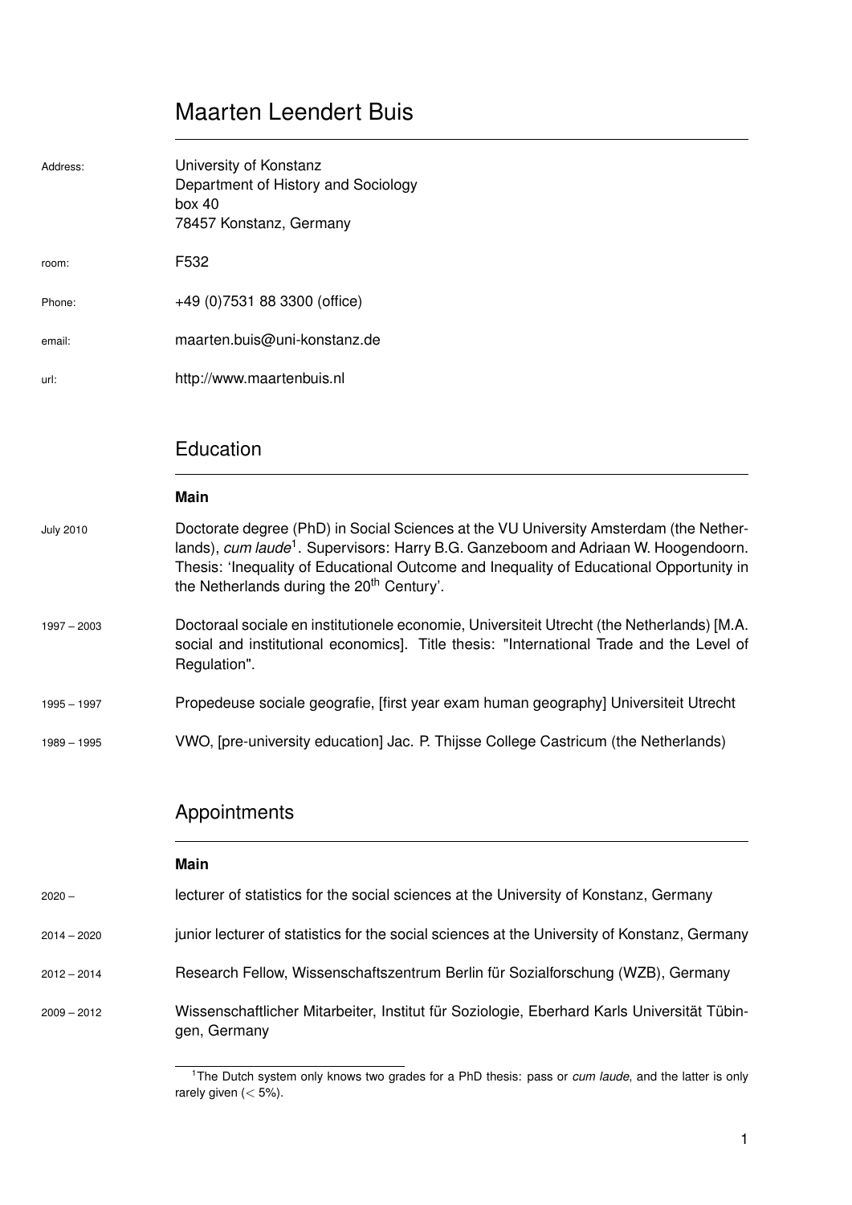# Maarten Leendert Buis

| | |
|---|---|
| Address: | University of Konstanz<br>Department of History and Sociology<br>box 40<br>78457 Konstanz, Germany |
| room: | F532 |
| Phone: | +49 (0)7531 88 3300 (office) |
| email: | maarten.buis@uni-konstanz.de |
| url: | http://www.maartenbuis.nl |

## Education

### Main

| | |
|---|---|
| July 2010 | Doctorate degree (PhD) in Social Sciences at the VU University Amsterdam (the Netherlands), *cum laude*[1]. Supervisors: Harry B.G. Ganzeboom and Adriaan W. Hoogendoorn. Thesis: 'Inequality of Educational Outcome and Inequality of Educational Opportunity in the Netherlands during the 20th Century'. |
| 1997 – 2003 | Doctoraal sociale en institutionele economie, Universiteit Utrecht (the Netherlands) [M.A. social and institutional economics]. Title thesis: "International Trade and the Level of Regulation". |
| 1995 – 1997 | Propedeuse sociale geografie, [first year exam human geography] Universiteit Utrecht |
| 1989 – 1995 | VWO, [pre-university education] Jac. P. Thijsse College Castricum (the Netherlands) |

## Appointments

### Main

| | |
|---|---|
| 2020 – | lecturer of statistics for the social sciences at the University of Konstanz, Germany |
| 2014 – 2020 | junior lecturer of statistics for the social sciences at the University of Konstanz, Germany |
| 2012 – 2014 | Research Fellow, Wissenschaftszentrum Berlin für Sozialforschung (WZB), Germany |
| 2009 – 2012 | Wissenschaftlicher Mitarbeiter, Institut für Soziologie, Eberhard Karls Universität Tübingen, Germany |

[1] The Dutch system only knows two grades for a PhD thesis: pass or *cum laude*, and the latter is only rarely given ($< 5\%$).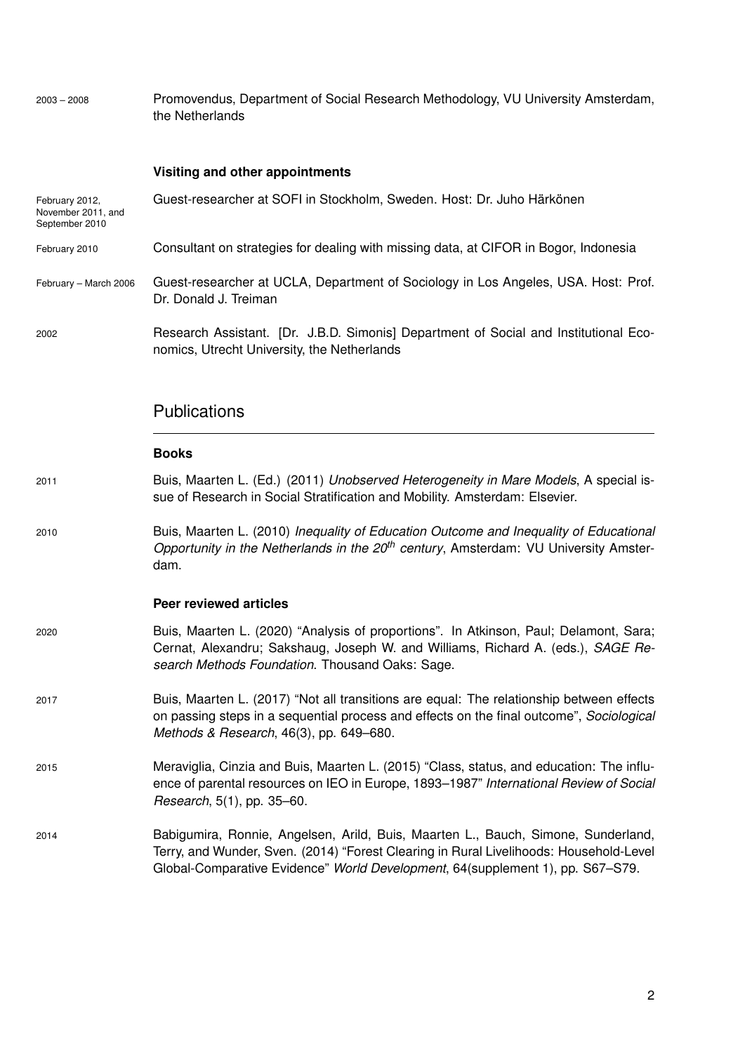2003 – 2008 Promovendus, Department of Social Research Methodology, VU University Amsterdam, the Netherlands

### Visiting and other appointments

February 2012, November 2011, and September 2010 Guest-researcher at SOFI in Stockholm, Sweden. Host: Dr. Juho Härkönen

February 2010 Consultant on strategies for dealing with missing data, at CIFOR in Bogor, Indonesia

February – March 2006 Guest-researcher at UCLA, Department of Sociology in Los Angeles, USA. Host: Prof. Dr. Donald J. Treiman

2002 Research Assistant. [Dr. J.B.D. Simonis] Department of Social and Institutional Economics, Utrecht University, the Netherlands

## Publications

### Books

2011 Buis, Maarten L. (Ed.) (2011) *Unobserved Heterogeneity in Mare Models*, A special issue of Research in Social Stratification and Mobility. Amsterdam: Elsevier.

2010 Buis, Maarten L. (2010) *Inequality of Education Outcome and Inequality of Educational Opportunity in the Netherlands in the 20th century*, Amsterdam: VU University Amsterdam.

### Peer reviewed articles

2020 Buis, Maarten L. (2020) "Analysis of proportions". In Atkinson, Paul; Delamont, Sara; Cernat, Alexandru; Sakshaug, Joseph W. and Williams, Richard A. (eds.), *SAGE Research Methods Foundation.* Thousand Oaks: Sage.

2017 Buis, Maarten L. (2017) "Not all transitions are equal: The relationship between effects on passing steps in a sequential process and effects on the final outcome", *Sociological Methods & Research*, 46(3), pp. 649–680.

2015 Meraviglia, Cinzia and Buis, Maarten L. (2015) "Class, status, and education: The influence of parental resources on IEO in Europe, 1893–1987" *International Review of Social Research*, 5(1), pp. 35–60.

2014 Babigumira, Ronnie, Angelsen, Arild, Buis, Maarten L., Bauch, Simone, Sunderland, Terry, and Wunder, Sven. (2014) "Forest Clearing in Rural Livelihoods: Household-Level Global-Comparative Evidence" *World Development*, 64(supplement 1), pp. S67–S79.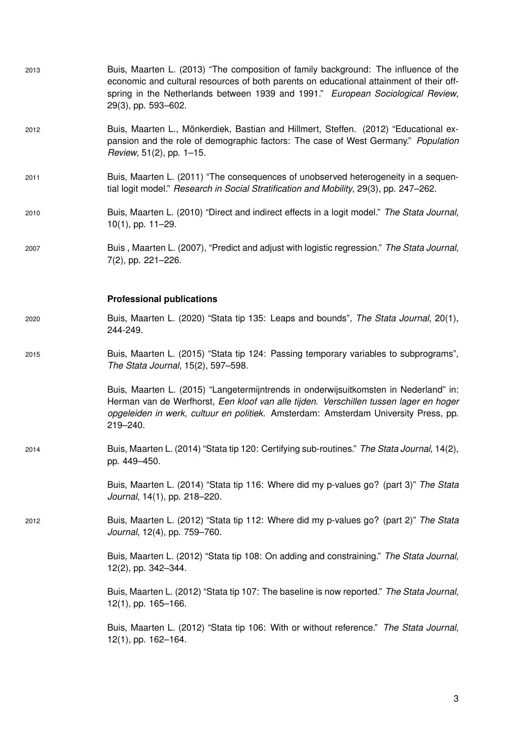2013 Buis, Maarten L. (2013) “The composition of family background: The influence of the economic and cultural resources of both parents on educational attainment of their offspring in the Netherlands between 1939 and 1991.” *European Sociological Review*, 29(3), pp. 593–602.

2012 Buis, Maarten L., Mönkerdiek, Bastian and Hillmert, Steffen. (2012) “Educational expansion and the role of demographic factors: The case of West Germany.” *Population Review*, 51(2), pp. 1–15.

2011 Buis, Maarten L. (2011) “The consequences of unobserved heterogeneity in a sequential logit model.” *Research in Social Stratification and Mobility*, 29(3), pp. 247–262.

2010 Buis, Maarten L. (2010) “Direct and indirect effects in a logit model.” *The Stata Journal*, 10(1), pp. 11–29.

2007 Buis , Maarten L. (2007), “Predict and adjust with logistic regression.” *The Stata Journal*, 7(2), pp. 221–226.

### Professional publications

2020 Buis, Maarten L. (2020) “Stata tip 135: Leaps and bounds”, *The Stata Journal*, 20(1), 244-249.

2015 Buis, Maarten L. (2015) “Stata tip 124: Passing temporary variables to subprograms”, *The Stata Journal*, 15(2), 597–598.

Buis, Maarten L. (2015) “Langetermijntrends in onderwijsuitkomsten in Nederland” in: Herman van de Werfhorst, *Een kloof van alle tijden. Verschillen tussen lager en hoger opgeleiden in werk, cultuur en politiek*. Amsterdam: Amsterdam University Press, pp. 219–240.

2014 Buis, Maarten L. (2014) “Stata tip 120: Certifying sub-routines.” *The Stata Journal*, 14(2), pp. 449–450.

Buis, Maarten L. (2014) “Stata tip 116: Where did my p-values go? (part 3)” *The Stata Journal*, 14(1), pp. 218–220.

2012 Buis, Maarten L. (2012) “Stata tip 112: Where did my p-values go? (part 2)” *The Stata Journal*, 12(4), pp. 759–760.

Buis, Maarten L. (2012) “Stata tip 108: On adding and constraining.” *The Stata Journal*, 12(2), pp. 342–344.

Buis, Maarten L. (2012) “Stata tip 107: The baseline is now reported.” *The Stata Journal*, 12(1), pp. 165–166.

Buis, Maarten L. (2012) “Stata tip 106: With or without reference.” *The Stata Journal*, 12(1), pp. 162–164.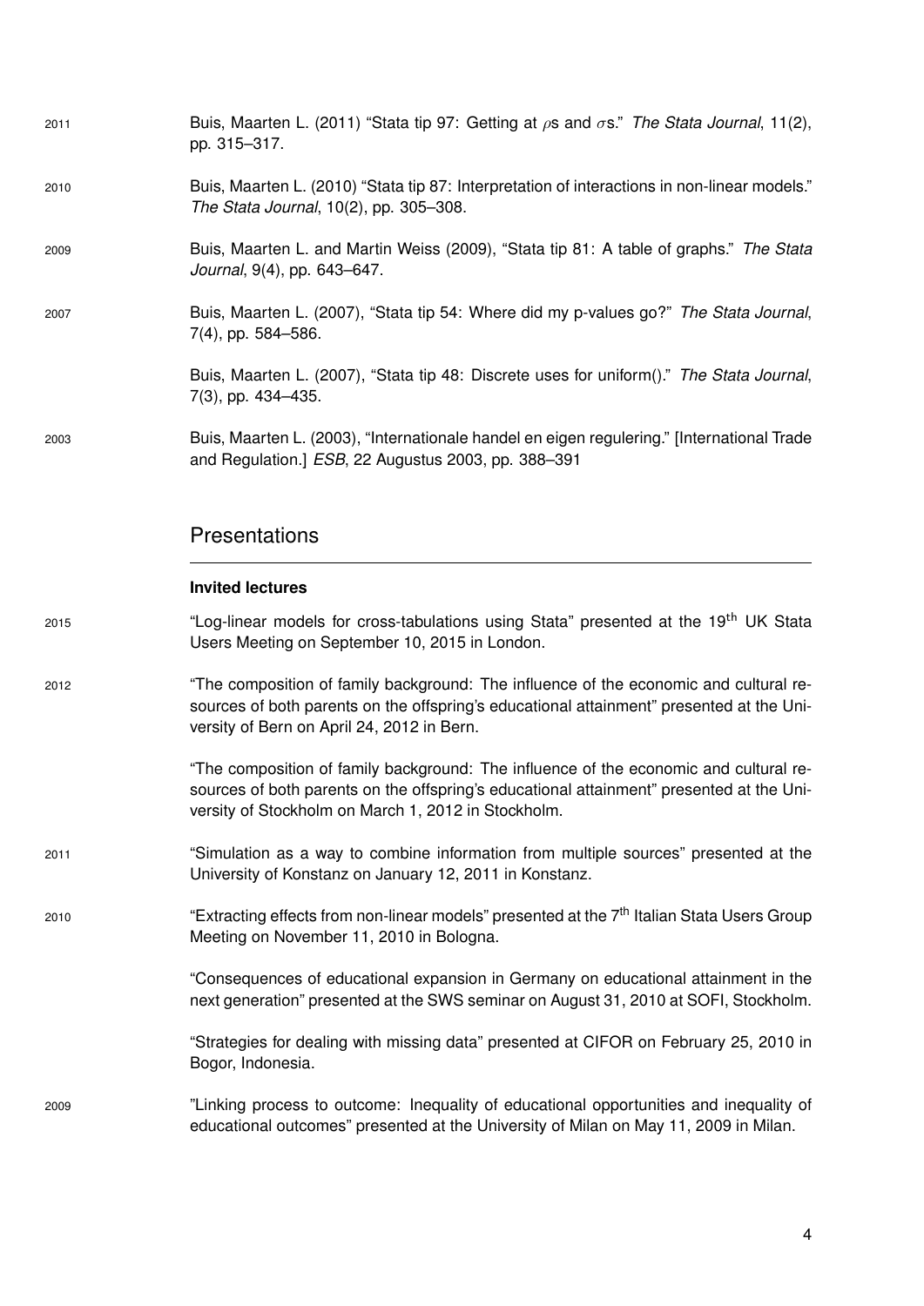2011 Buis, Maarten L. (2011) "Stata tip 97: Getting at $\rho$s and $\sigma$s." *The Stata Journal*, 11(2), pp. 315–317.

2010 Buis, Maarten L. (2010) "Stata tip 87: Interpretation of interactions in non-linear models." *The Stata Journal*, 10(2), pp. 305–308.

2009 Buis, Maarten L. and Martin Weiss (2009), "Stata tip 81: A table of graphs." *The Stata Journal*, 9(4), pp. 643–647.

2007 Buis, Maarten L. (2007), "Stata tip 54: Where did my p-values go?" *The Stata Journal*, 7(4), pp. 584–586.

Buis, Maarten L. (2007), "Stata tip 48: Discrete uses for uniform()." *The Stata Journal*, 7(3), pp. 434–435.

2003 Buis, Maarten L. (2003), "Internationale handel en eigen regulering." [International Trade and Regulation.] *ESB*, 22 Augustus 2003, pp. 388–391

## Presentations

**Invited lectures**

2015 "Log-linear models for cross-tabulations using Stata" presented at the 19th UK Stata Users Meeting on September 10, 2015 in London.

2012 "The composition of family background: The influence of the economic and cultural resources of both parents on the offspring's educational attainment" presented at the University of Bern on April 24, 2012 in Bern.

"The composition of family background: The influence of the economic and cultural resources of both parents on the offspring's educational attainment" presented at the University of Stockholm on March 1, 2012 in Stockholm.

2011 "Simulation as a way to combine information from multiple sources" presented at the University of Konstanz on January 12, 2011 in Konstanz.

2010 "Extracting effects from non-linear models" presented at the 7th Italian Stata Users Group Meeting on November 11, 2010 in Bologna.

"Consequences of educational expansion in Germany on educational attainment in the next generation" presented at the SWS seminar on August 31, 2010 at SOFI, Stockholm.

"Strategies for dealing with missing data" presented at CIFOR on February 25, 2010 in Bogor, Indonesia.

2009 "Linking process to outcome: Inequality of educational opportunities and inequality of educational outcomes" presented at the University of Milan on May 11, 2009 in Milan.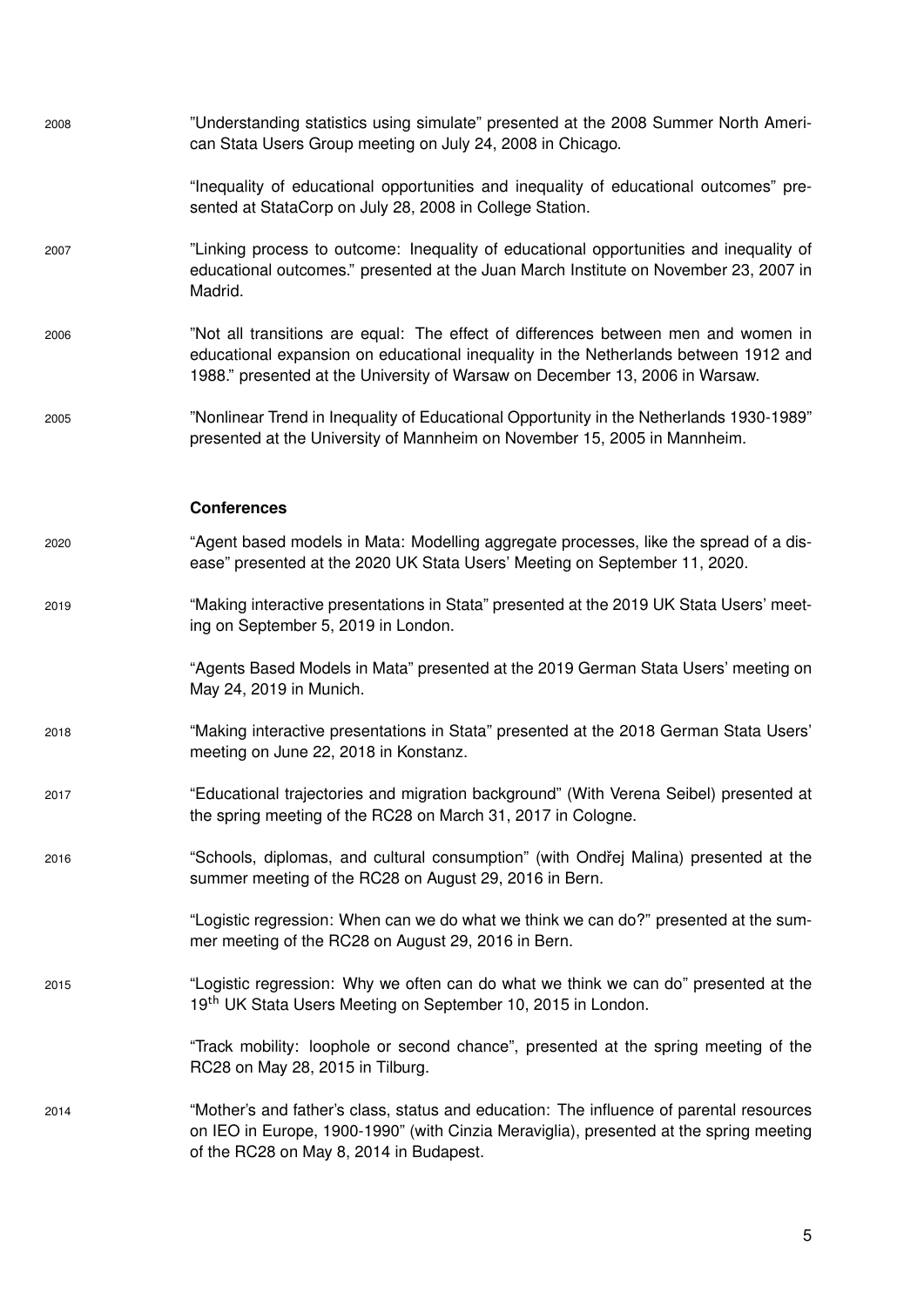2008 "Understanding statistics using simulate" presented at the 2008 Summer North American Stata Users Group meeting on July 24, 2008 in Chicago.

"Inequality of educational opportunities and inequality of educational outcomes" presented at StataCorp on July 28, 2008 in College Station.

2007 "Linking process to outcome: Inequality of educational opportunities and inequality of educational outcomes." presented at the Juan March Institute on November 23, 2007 in Madrid.

2006 "Not all transitions are equal: The effect of differences between men and women in educational expansion on educational inequality in the Netherlands between 1912 and 1988." presented at the University of Warsaw on December 13, 2006 in Warsaw.

2005 "Nonlinear Trend in Inequality of Educational Opportunity in the Netherlands 1930-1989" presented at the University of Mannheim on November 15, 2005 in Mannheim.

### Conferences

2020 "Agent based models in Mata: Modelling aggregate processes, like the spread of a disease" presented at the 2020 UK Stata Users' Meeting on September 11, 2020.

2019 "Making interactive presentations in Stata" presented at the 2019 UK Stata Users' meeting on September 5, 2019 in London.

"Agents Based Models in Mata" presented at the 2019 German Stata Users' meeting on May 24, 2019 in Munich.

2018 "Making interactive presentations in Stata" presented at the 2018 German Stata Users' meeting on June 22, 2018 in Konstanz.

2017 "Educational trajectories and migration background" (With Verena Seibel) presented at the spring meeting of the RC28 on March 31, 2017 in Cologne.

2016 "Schools, diplomas, and cultural consumption" (with Ondřej Malina) presented at the summer meeting of the RC28 on August 29, 2016 in Bern.

"Logistic regression: When can we do what we think we can do?" presented at the summer meeting of the RC28 on August 29, 2016 in Bern.

2015 "Logistic regression: Why we often can do what we think we can do" presented at the 19th UK Stata Users Meeting on September 10, 2015 in London.

"Track mobility: loophole or second chance", presented at the spring meeting of the RC28 on May 28, 2015 in Tilburg.

2014 "Mother's and father's class, status and education: The influence of parental resources on IEO in Europe, 1900-1990" (with Cinzia Meraviglia), presented at the spring meeting of the RC28 on May 8, 2014 in Budapest.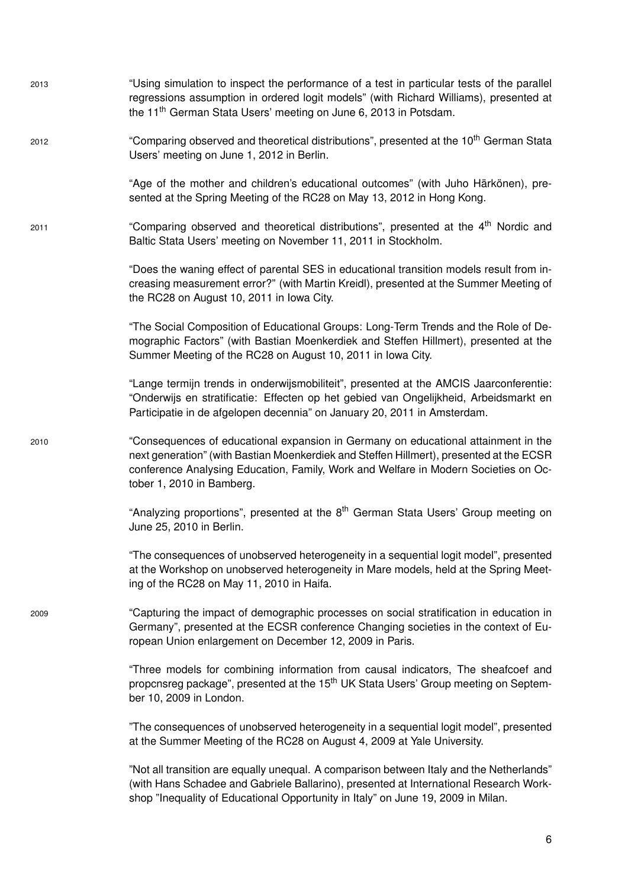2013 "Using simulation to inspect the performance of a test in particular tests of the parallel regressions assumption in ordered logit models" (with Richard Williams), presented at the 11th German Stata Users' meeting on June 6, 2013 in Potsdam.

2012 "Comparing observed and theoretical distributions", presented at the 10th German Stata Users' meeting on June 1, 2012 in Berlin.

"Age of the mother and children's educational outcomes" (with Juho Härkönen), presented at the Spring Meeting of the RC28 on May 13, 2012 in Hong Kong.

2011 "Comparing observed and theoretical distributions", presented at the 4th Nordic and Baltic Stata Users' meeting on November 11, 2011 in Stockholm.

"Does the waning effect of parental SES in educational transition models result from increasing measurement error?" (with Martin Kreidl), presented at the Summer Meeting of the RC28 on August 10, 2011 in Iowa City.

"The Social Composition of Educational Groups: Long-Term Trends and the Role of Demographic Factors" (with Bastian Moenkerdiek and Steffen Hillmert), presented at the Summer Meeting of the RC28 on August 10, 2011 in Iowa City.

"Lange termijn trends in onderwijsmobiliteit", presented at the AMCIS Jaarconferentie: "Onderwijs en stratificatie: Effecten op het gebied van Ongelijkheid, Arbeidsmarkt en Participatie in de afgelopen decennia" on January 20, 2011 in Amsterdam.

2010 "Consequences of educational expansion in Germany on educational attainment in the next generation" (with Bastian Moenkerdiek and Steffen Hillmert), presented at the ECSR conference Analysing Education, Family, Work and Welfare in Modern Societies on October 1, 2010 in Bamberg.

"Analyzing proportions", presented at the 8th German Stata Users' Group meeting on June 25, 2010 in Berlin.

"The consequences of unobserved heterogeneity in a sequential logit model", presented at the Workshop on unobserved heterogeneity in Mare models, held at the Spring Meeting of the RC28 on May 11, 2010 in Haifa.

2009 "Capturing the impact of demographic processes on social stratification in education in Germany", presented at the ECSR conference Changing societies in the context of European Union enlargement on December 12, 2009 in Paris.

"Three models for combining information from causal indicators, The sheafcoef and propcnsreg package", presented at the 15th UK Stata Users' Group meeting on September 10, 2009 in London.

"The consequences of unobserved heterogeneity in a sequential logit model", presented at the Summer Meeting of the RC28 on August 4, 2009 at Yale University.

"Not all transition are equally unequal. A comparison between Italy and the Netherlands" (with Hans Schadee and Gabriele Ballarino), presented at International Research Workshop "Inequality of Educational Opportunity in Italy" on June 19, 2009 in Milan.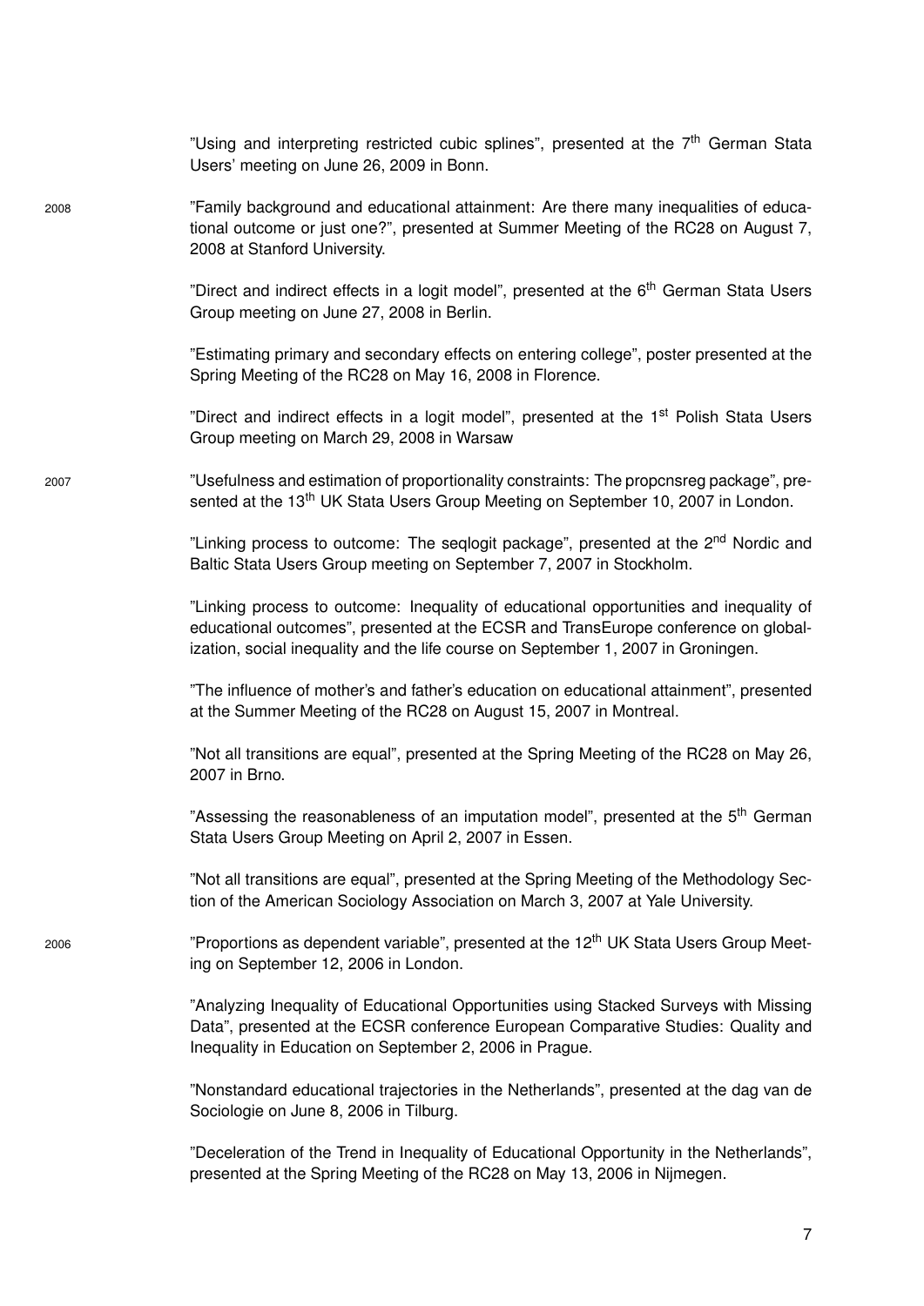"Using and interpreting restricted cubic splines", presented at the 7th German Stata Users' meeting on June 26, 2009 in Bonn.

**2008**

"Family background and educational attainment: Are there many inequalities of educational outcome or just one?", presented at Summer Meeting of the RC28 on August 7, 2008 at Stanford University.

"Direct and indirect effects in a logit model", presented at the 6th German Stata Users Group meeting on June 27, 2008 in Berlin.

"Estimating primary and secondary effects on entering college", poster presented at the Spring Meeting of the RC28 on May 16, 2008 in Florence.

"Direct and indirect effects in a logit model", presented at the 1st Polish Stata Users Group meeting on March 29, 2008 in Warsaw

**2007**

"Usefulness and estimation of proportionality constraints: The propcnsreg package", presented at the 13th UK Stata Users Group Meeting on September 10, 2007 in London.

"Linking process to outcome: The seqlogit package", presented at the 2nd Nordic and Baltic Stata Users Group meeting on September 7, 2007 in Stockholm.

"Linking process to outcome: Inequality of educational opportunities and inequality of educational outcomes", presented at the ECSR and TransEurope conference on globalization, social inequality and the life course on September 1, 2007 in Groningen.

"The influence of mother's and father's education on educational attainment", presented at the Summer Meeting of the RC28 on August 15, 2007 in Montreal.

"Not all transitions are equal", presented at the Spring Meeting of the RC28 on May 26, 2007 in Brno.

"Assessing the reasonableness of an imputation model", presented at the 5th German Stata Users Group Meeting on April 2, 2007 in Essen.

"Not all transitions are equal", presented at the Spring Meeting of the Methodology Section of the American Sociology Association on March 3, 2007 at Yale University.

**2006**

"Proportions as dependent variable", presented at the 12th UK Stata Users Group Meeting on September 12, 2006 in London.

"Analyzing Inequality of Educational Opportunities using Stacked Surveys with Missing Data", presented at the ECSR conference European Comparative Studies: Quality and Inequality in Education on September 2, 2006 in Prague.

"Nonstandard educational trajectories in the Netherlands", presented at the dag van de Sociologie on June 8, 2006 in Tilburg.

"Deceleration of the Trend in Inequality of Educational Opportunity in the Netherlands", presented at the Spring Meeting of the RC28 on May 13, 2006 in Nijmegen.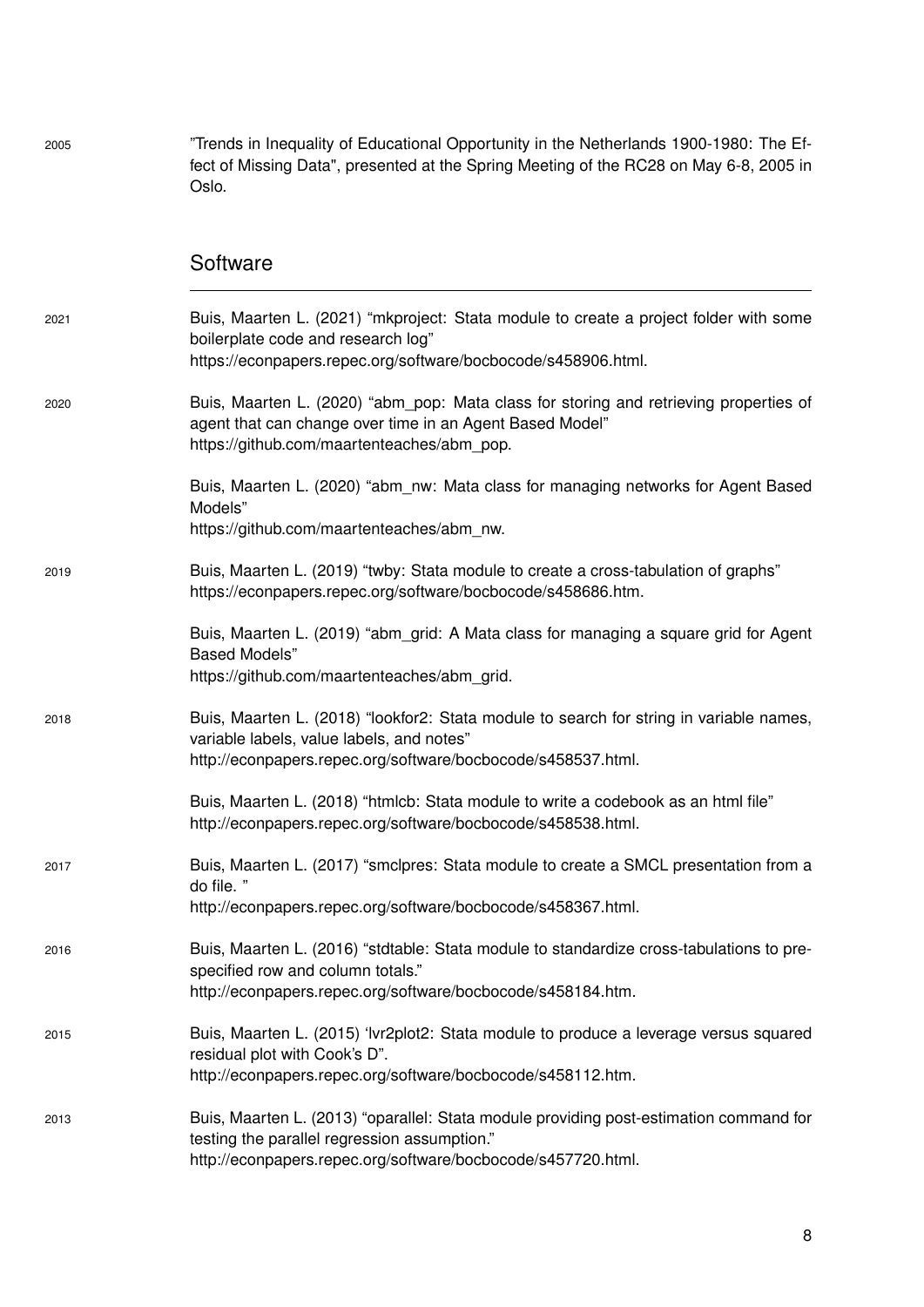2005 "Trends in Inequality of Educational Opportunity in the Netherlands 1900-1980: The Effect of Missing Data", presented at the Spring Meeting of the RC28 on May 6-8, 2005 in Oslo.

## Software

2021 Buis, Maarten L. (2021) "mkproject: Stata module to create a project folder with some boilerplate code and research log"
https://econpapers.repec.org/software/bocbocode/s458906.html.

2020 Buis, Maarten L. (2020) "abm_pop: Mata class for storing and retrieving properties of agent that can change over time in an Agent Based Model"
https://github.com/maartenteaches/abm_pop.

Buis, Maarten L. (2020) "abm_nw: Mata class for managing networks for Agent Based Models"
https://github.com/maartenteaches/abm_nw.

2019 Buis, Maarten L. (2019) "twby: Stata module to create a cross-tabulation of graphs"
https://econpapers.repec.org/software/bocbocode/s458686.htm.

Buis, Maarten L. (2019) "abm_grid: A Mata class for managing a square grid for Agent Based Models"
https://github.com/maartenteaches/abm_grid.

2018 Buis, Maarten L. (2018) "lookfor2: Stata module to search for string in variable names, variable labels, value labels, and notes"
http://econpapers.repec.org/software/bocbocode/s458537.html.

Buis, Maarten L. (2018) "htmlcb: Stata module to write a codebook as an html file"
http://econpapers.repec.org/software/bocbocode/s458538.html.

2017 Buis, Maarten L. (2017) "smclpres: Stata module to create a SMCL presentation from a do file. "
http://econpapers.repec.org/software/bocbocode/s458367.html.

2016 Buis, Maarten L. (2016) "stdtable: Stata module to standardize cross-tabulations to prespecified row and column totals."
http://econpapers.repec.org/software/bocbocode/s458184.htm.

2015 Buis, Maarten L. (2015) 'lvr2plot2: Stata module to produce a leverage versus squared residual plot with Cook's D".
http://econpapers.repec.org/software/bocbocode/s458112.htm.

2013 Buis, Maarten L. (2013) "oparallel: Stata module providing post-estimation command for testing the parallel regression assumption."
http://econpapers.repec.org/software/bocbocode/s457720.html.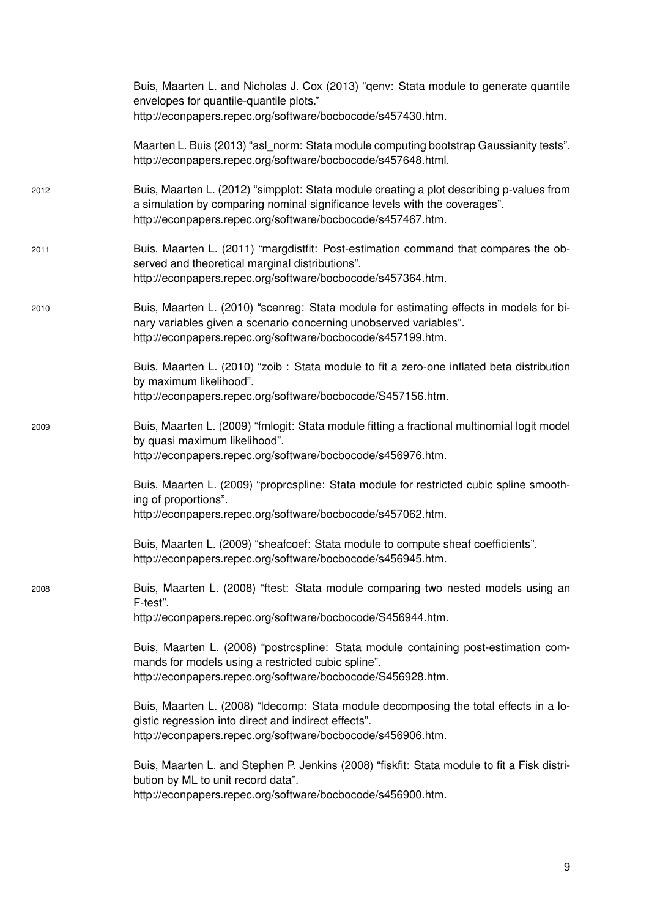Buis, Maarten L. and Nicholas J. Cox (2013) "qenv: Stata module to generate quantile envelopes for quantile-quantile plots."
http://econpapers.repec.org/software/bocbocode/s457430.htm.

Maarten L. Buis (2013) "asl_norm: Stata module computing bootstrap Gaussianity tests".
http://econpapers.repec.org/software/bocbocode/s457648.html.

2012

Buis, Maarten L. (2012) "simpplot: Stata module creating a plot describing p-values from a simulation by comparing nominal significance levels with the coverages".
http://econpapers.repec.org/software/bocbocode/s457467.htm.

2011

Buis, Maarten L. (2011) "margdistfit: Post-estimation command that compares the observed and theoretical marginal distributions".
http://econpapers.repec.org/software/bocbocode/s457364.htm.

2010

Buis, Maarten L. (2010) "scenreg: Stata module for estimating effects in models for binary variables given a scenario concerning unobserved variables".
http://econpapers.repec.org/software/bocbocode/s457199.htm.

Buis, Maarten L. (2010) "zoib : Stata module to fit a zero-one inflated beta distribution by maximum likelihood".
http://econpapers.repec.org/software/bocbocode/S457156.htm.

2009

Buis, Maarten L. (2009) "fmlogit: Stata module fitting a fractional multinomial logit model by quasi maximum likelihood".
http://econpapers.repec.org/software/bocbocode/s456976.htm.

Buis, Maarten L. (2009) "proprcspline: Stata module for restricted cubic spline smoothing of proportions".
http://econpapers.repec.org/software/bocbocode/s457062.htm.

Buis, Maarten L. (2009) "sheafcoef: Stata module to compute sheaf coefficients".
http://econpapers.repec.org/software/bocbocode/s456945.htm.

2008

Buis, Maarten L. (2008) "ftest: Stata module comparing two nested models using an F-test".
http://econpapers.repec.org/software/bocbocode/S456944.htm.

Buis, Maarten L. (2008) "postrcspline: Stata module containing post-estimation commands for models using a restricted cubic spline".
http://econpapers.repec.org/software/bocbocode/S456928.htm.

Buis, Maarten L. (2008) "ldecomp: Stata module decomposing the total effects in a logistic regression into direct and indirect effects".
http://econpapers.repec.org/software/bocbocode/s456906.htm.

Buis, Maarten L. and Stephen P. Jenkins (2008) "fiskfit: Stata module to fit a Fisk distribution by ML to unit record data".
http://econpapers.repec.org/software/bocbocode/s456900.htm.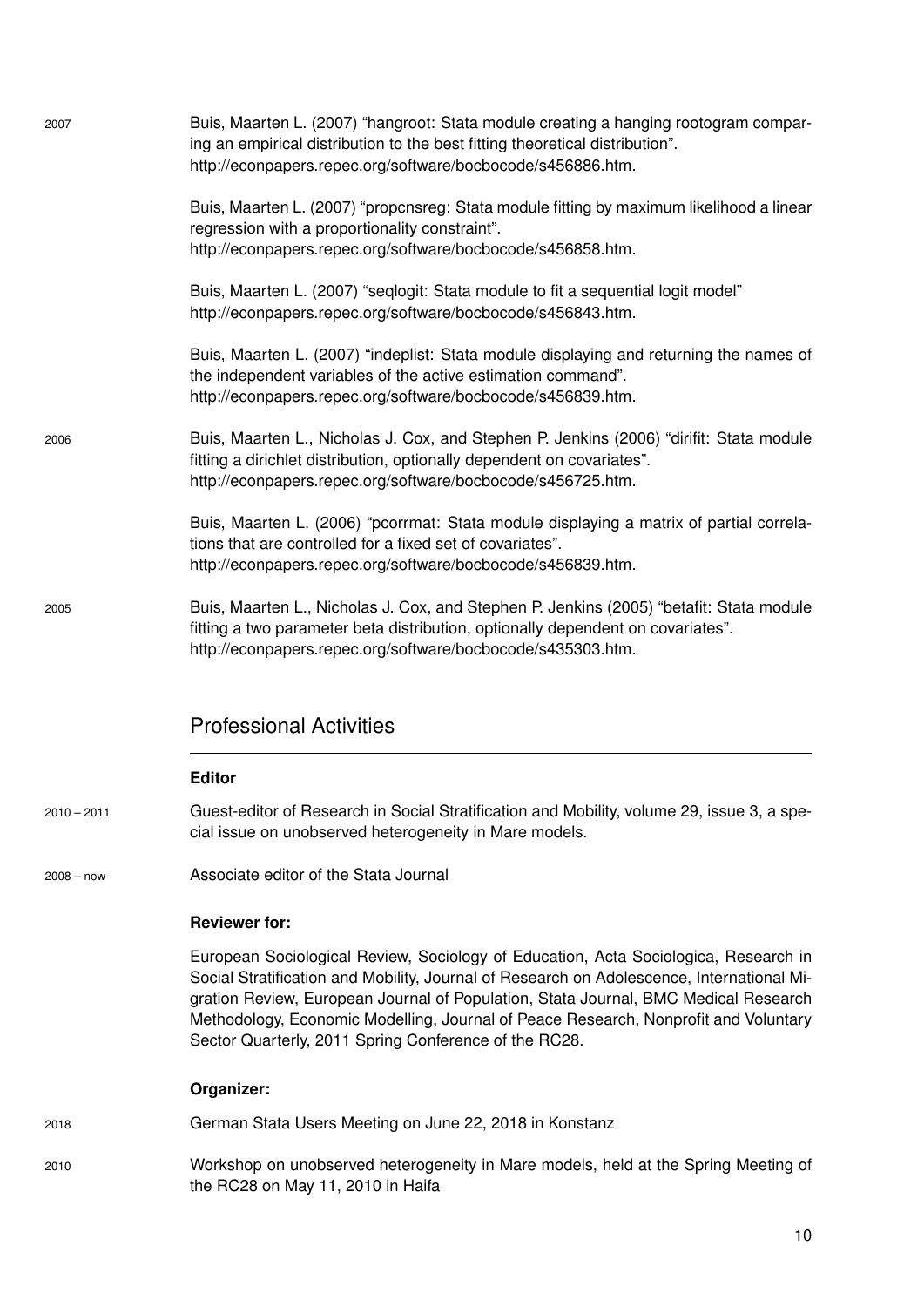2007

Buis, Maarten L. (2007) "hangroot: Stata module creating a hanging rootogram comparing an empirical distribution to the best fitting theoretical distribution". http://econpapers.repec.org/software/bocbocode/s456886.htm.

Buis, Maarten L. (2007) "propcnsreg: Stata module fitting by maximum likelihood a linear regression with a proportionality constraint". http://econpapers.repec.org/software/bocbocode/s456858.htm.

Buis, Maarten L. (2007) "seqlogit: Stata module to fit a sequential logit model" http://econpapers.repec.org/software/bocbocode/s456843.htm.

Buis, Maarten L. (2007) "indeplist: Stata module displaying and returning the names of the independent variables of the active estimation command". http://econpapers.repec.org/software/bocbocode/s456839.htm.

2006

Buis, Maarten L., Nicholas J. Cox, and Stephen P. Jenkins (2006) "dirifit: Stata module fitting a dirichlet distribution, optionally dependent on covariates". http://econpapers.repec.org/software/bocbocode/s456725.htm.

Buis, Maarten L. (2006) "pcorrmat: Stata module displaying a matrix of partial correlations that are controlled for a fixed set of covariates". http://econpapers.repec.org/software/bocbocode/s456839.htm.

2005

Buis, Maarten L., Nicholas J. Cox, and Stephen P. Jenkins (2005) "betafit: Stata module fitting a two parameter beta distribution, optionally dependent on covariates". http://econpapers.repec.org/software/bocbocode/s435303.htm.

## Professional Activities

**Editor**

2010 – 2011 Guest-editor of Research in Social Stratification and Mobility, volume 29, issue 3, a special issue on unobserved heterogeneity in Mare models.

2008 – now Associate editor of the Stata Journal

**Reviewer for:**

European Sociological Review, Sociology of Education, Acta Sociologica, Research in Social Stratification and Mobility, Journal of Research on Adolescence, International Migration Review, European Journal of Population, Stata Journal, BMC Medical Research Methodology, Economic Modelling, Journal of Peace Research, Nonprofit and Voluntary Sector Quarterly, 2011 Spring Conference of the RC28.

**Organizer:**

2018 German Stata Users Meeting on June 22, 2018 in Konstanz

2010 Workshop on unobserved heterogeneity in Mare models, held at the Spring Meeting of the RC28 on May 11, 2010 in Haifa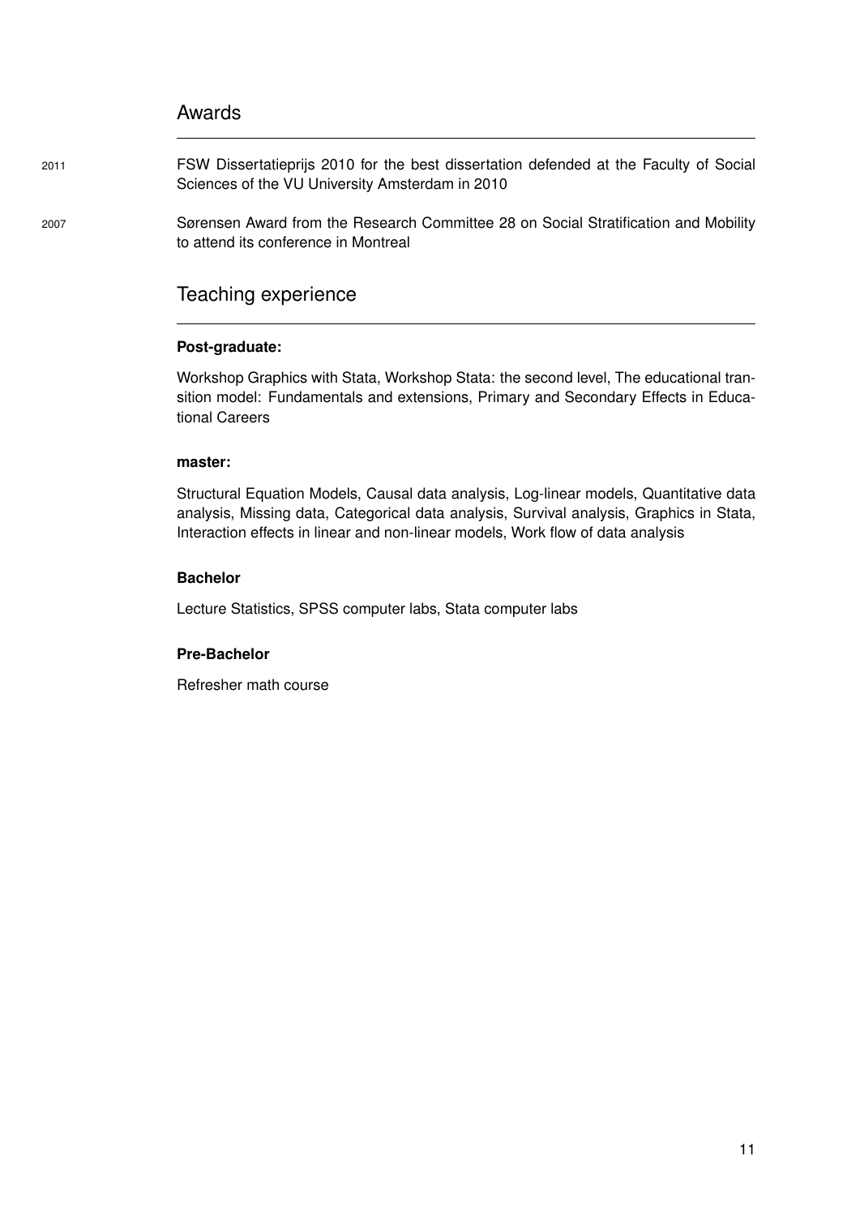## Awards

2011 FSW Dissertatieprijs 2010 for the best dissertation defended at the Faculty of Social Sciences of the VU University Amsterdam in 2010

2007 Sørensen Award from the Research Committee 28 on Social Stratification and Mobility to attend its conference in Montreal

## Teaching experience

**Post-graduate:**

Workshop Graphics with Stata, Workshop Stata: the second level, The educational transition model: Fundamentals and extensions, Primary and Secondary Effects in Educational Careers

**master:**

Structural Equation Models, Causal data analysis, Log-linear models, Quantitative data analysis, Missing data, Categorical data analysis, Survival analysis, Graphics in Stata, Interaction effects in linear and non-linear models, Work flow of data analysis

**Bachelor**

Lecture Statistics, SPSS computer labs, Stata computer labs

**Pre-Bachelor**

Refresher math course